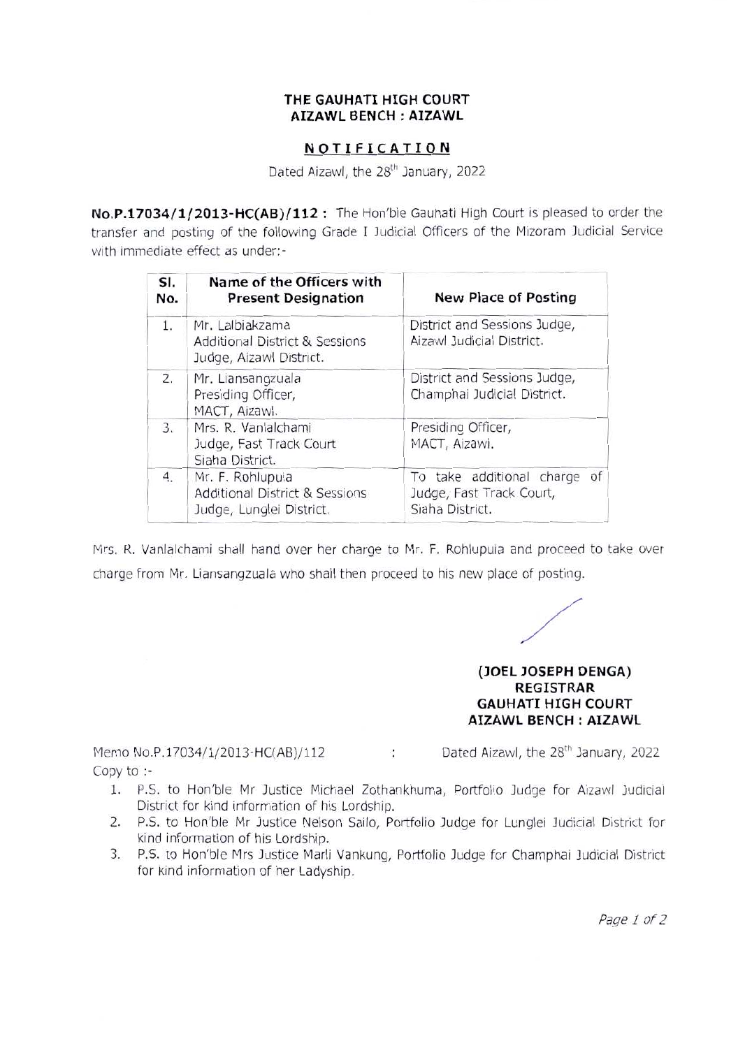**THE GAUHATI HIGH COURT**
**AIZAWL BENCH : AIZAWL**

**NOTIFICATION**

Dated Aizawl, the 28th January, 2022

**No.P.17034/1/2013-HC(AB)/112 :** The Hon'ble Gauhati High Court is pleased to order the transfer and posting of the following Grade I Judicial Officers of the Mizoram Judicial Service with immediate effect as under:-

| Sl. No. | Name of the Officers with Present Designation | New Place of Posting |
|---|---|---|
| 1. | Mr. Lalbiakzama<br>Additional District & Sessions Judge, Aizawl District. | District and Sessions Judge, Aizawl Judicial District. |
| 2. | Mr. Liansangzuala<br>Presiding Officer, MACT, Aizawl. | District and Sessions Judge, Champhai Judicial District. |
| 3. | Mrs. R. Vanlalchami<br>Judge, Fast Track Court<br>Siaha District. | Presiding Officer, MACT, Aizawl. |
| 4. | Mr. F. Rohlupuia<br>Additional District & Sessions Judge, Lunglei District. | To take additional charge of Judge, Fast Track Court, Siaha District. |

Mrs. R. Vanlalchami shall hand over her charge to Mr. F. Rohlupuia and proceed to take over charge from Mr. Liansangzuala who shall then proceed to his new place of posting.

**(JOEL JOSEPH DENGA)**
**REGISTRAR**
**GAUHATI HIGH COURT**
**AIZAWL BENCH : AIZAWL**

Memo No.P.17034/1/2013-HC(AB)/112 : Dated Aizawl, the 28th January, 2022

Copy to :-

1. P.S. to Hon'ble Mr Justice Michael Zothankhuma, Portfolio Judge for Aizawl Judicial District for kind information of his Lordship.
2. P.S. to Hon'ble Mr Justice Nelson Sailo, Portfolio Judge for Lunglei Judicial District for kind information of his Lordship.
3. P.S. to Hon'ble Mrs Justice Marli Vankung, Portfolio Judge for Champhai Judicial District for kind information of her Ladyship.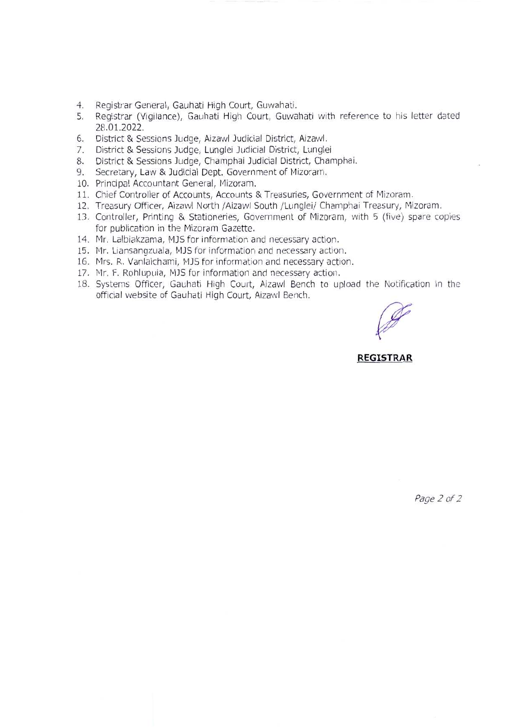4. Registrar General, Gauhati High Court, Guwahati.
5. Registrar (Vigilance), Gauhati High Court, Guwahati with reference to his letter dated 28.01.2022.
6. District & Sessions Judge, Aizawl Judicial District, Aizawl.
7. District & Sessions Judge, Lunglei Judicial District, Lunglei
8. District & Sessions Judge, Champhai Judicial District, Champhai.
9. Secretary, Law & Judicial Dept. Government of Mizoram.
10. Principal Accountant General, Mizoram.
11. Chief Controller of Accounts, Accounts & Treasuries, Government of Mizoram.
12. Treasury Officer, Aizawl North /Aizawl South /Lunglei/ Champhai Treasury, Mizoram.
13. Controller, Printing & Stationeries, Government of Mizoram, with 5 (five) spare copies for publication in the Mizoram Gazette.
14. Mr. Lalbiakzama, MJS for information and necessary action.
15. Mr. Liansangzuala, MJS for information and necessary action.
16. Mrs. R. Vanlalchami, MJS for information and necessary action.
17. Mr. F. Rohlupuia, MJS for information and necessary action.
18. Systems Officer, Gauhati High Court, Aizawl Bench to upload the Notification in the official website of Gauhati High Court, Aizawl Bench.

**REGISTRAR**